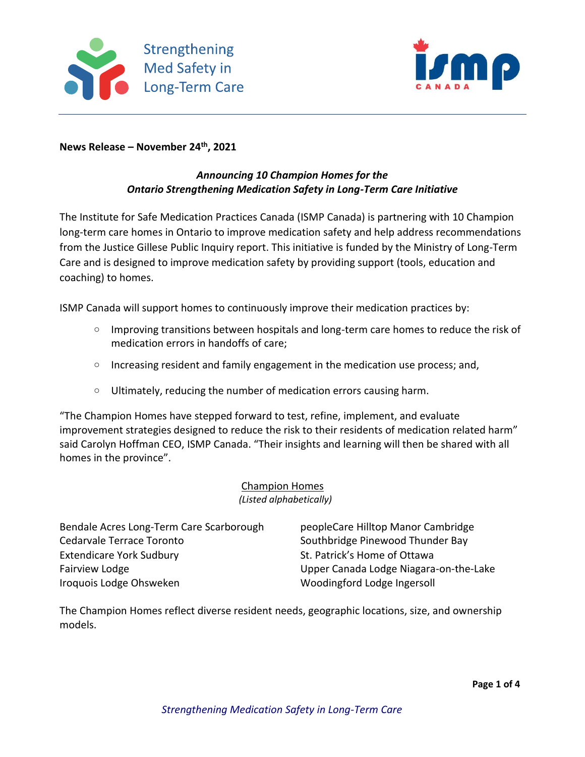Strengthening Med Safety in Long-Term Care

ISMP CANADA

**News Release – November 24th, 2021**

***Announcing 10 Champion Homes for the Ontario Strengthening Medication Safety in Long-Term Care Initiative***

The Institute for Safe Medication Practices Canada (ISMP Canada) is partnering with 10 Champion long-term care homes in Ontario to improve medication safety and help address recommendations from the Justice Gillese Public Inquiry report. This initiative is funded by the Ministry of Long-Term Care and is designed to improve medication safety by providing support (tools, education and coaching) to homes.

ISMP Canada will support homes to continuously improve their medication practices by:

- Improving transitions between hospitals and long-term care homes to reduce the risk of medication errors in handoffs of care;
- Increasing resident and family engagement in the medication use process; and,
- Ultimately, reducing the number of medication errors causing harm.

"The Champion Homes have stepped forward to test, refine, implement, and evaluate improvement strategies designed to reduce the risk to their residents of medication related harm" said Carolyn Hoffman CEO, ISMP Canada. "Their insights and learning will then be shared with all homes in the province".

Champion Homes
*(Listed alphabetically)*

Bendale Acres Long-Term Care Scarborough
Cedarvale Terrace Toronto
Extendicare York Sudbury
Fairview Lodge
Iroquois Lodge Ohsweken
peopleCare Hilltop Manor Cambridge
Southbridge Pinewood Thunder Bay
St. Patrick's Home of Ottawa
Upper Canada Lodge Niagara-on-the-Lake
Woodingford Lodge Ingersoll

The Champion Homes reflect diverse resident needs, geographic locations, size, and ownership models.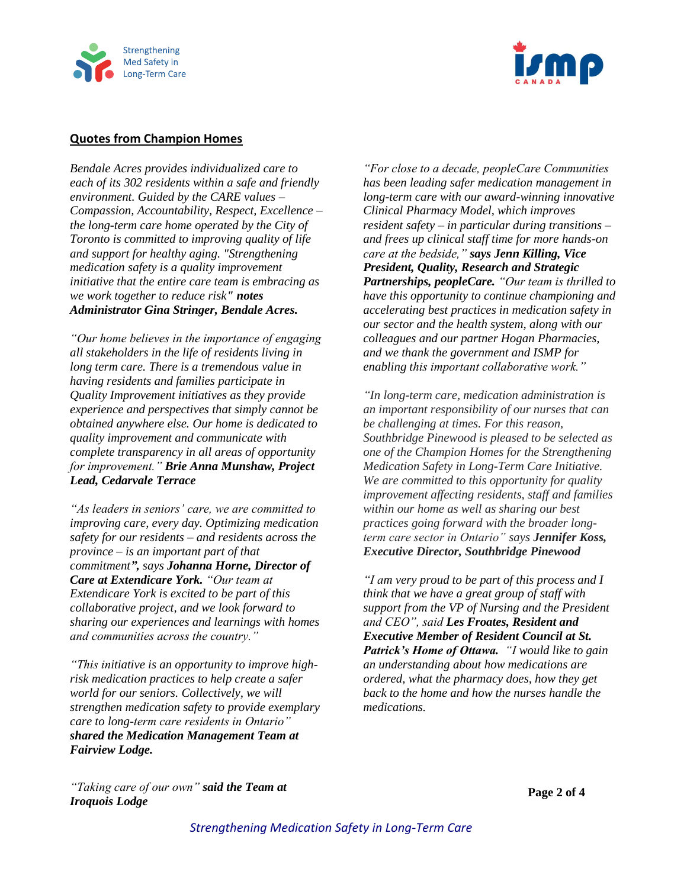## Quotes from Champion Homes

*Bendale Acres provides individualized care to each of its 302 residents within a safe and friendly environment. Guided by the CARE values – Compassion, Accountability, Respect, Excellence – the long-term care home operated by the City of Toronto is committed to improving quality of life and support for healthy aging. "Strengthening medication safety is a quality improvement initiative that the entire care team is embracing as we work together to reduce risk"* ***notes Administrator Gina Stringer, Bendale Acres.***

*"Our home believes in the importance of engaging all stakeholders in the life of residents living in long term care. There is a tremendous value in having residents and families participate in Quality Improvement initiatives as they provide experience and perspectives that simply cannot be obtained anywhere else. Our home is dedicated to quality improvement and communicate with complete transparency in all areas of opportunity for improvement."* ***Brie Anna Munshaw, Project Lead, Cedarvale Terrace***

*"As leaders in seniors' care, we are committed to improving care, every day. Optimizing medication safety for our residents – and residents across the province – is an important part of that commitment",* *says* ***Johanna Horne, Director of Care at Extendicare York.*** *"Our team at Extendicare York is excited to be part of this collaborative project, and we look forward to sharing our experiences and learnings with homes and communities across the country."*

*"This initiative is an opportunity to improve high-risk medication practices to help create a safer world for our seniors. Collectively, we will strengthen medication safety to provide exemplary care to long-term care residents in Ontario"* ***shared the Medication Management Team at Fairview Lodge.***

*"For close to a decade, peopleCare Communities has been leading safer medication management in long-term care with our award-winning innovative Clinical Pharmacy Model, which improves resident safety – in particular during transitions – and frees up clinical staff time for more hands-on care at the bedside,"* ***says Jenn Killing, Vice President, Quality, Research and Strategic Partnerships, peopleCare.*** *"Our team is thrilled to have this opportunity to continue championing and accelerating best practices in medication safety in our sector and the health system, along with our colleagues and our partner Hogan Pharmacies, and we thank the government and ISMP for enabling this important collaborative work."*

*"In long-term care, medication administration is an important responsibility of our nurses that can be challenging at times. For this reason, Southbridge Pinewood is pleased to be selected as one of the Champion Homes for the Strengthening Medication Safety in Long-Term Care Initiative. We are committed to this opportunity for quality improvement affecting residents, staff and families within our home as well as sharing our best practices going forward with the broader long-term care sector in Ontario"* *says* ***Jennifer Koss, Executive Director, Southbridge Pinewood***

*"I am very proud to be part of this process and I think that we have a great group of staff with support from the VP of Nursing and the President and CEO", said* ***Les Froates, Resident and Executive Member of Resident Council at St. Patrick's Home of Ottawa.*** *"I would like to gain an understanding about how medications are ordered, what the pharmacy does, how they get back to the home and how the nurses handle the medications.*

*"Taking care of our own"* ***said the Team at Iroquois Lodge***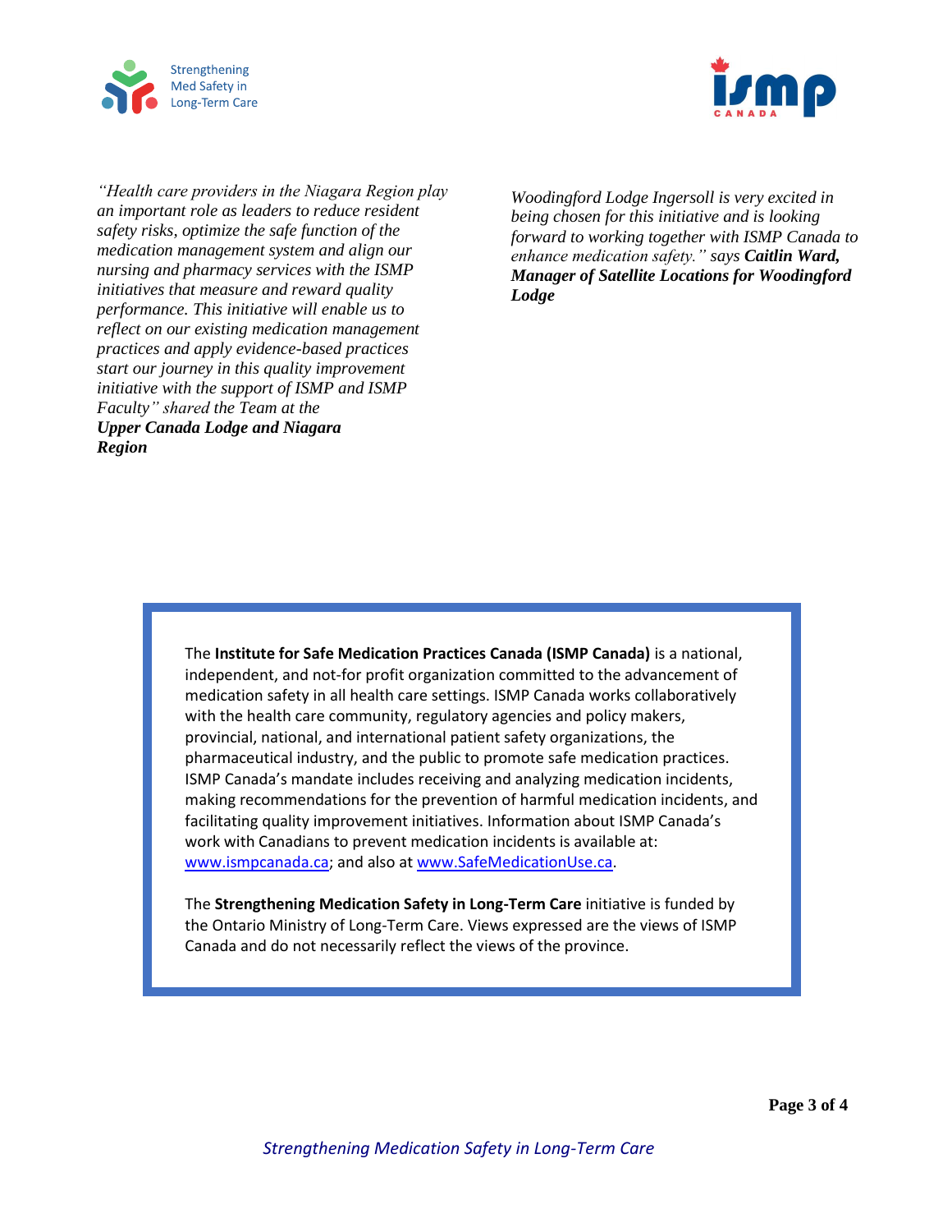*"Health care providers in the Niagara Region play an important role as leaders to reduce resident safety risks, optimize the safe function of the medication management system and align our nursing and pharmacy services with the ISMP initiatives that measure and reward quality performance. This initiative will enable us to reflect on our existing medication management practices and apply evidence-based practices start our journey in this quality improvement initiative with the support of ISMP and ISMP Faculty" shared the Team at the* ***Upper Canada Lodge and Niagara Region***

*Woodingford Lodge Ingersoll is very excited in being chosen for this initiative and is looking forward to working together with ISMP Canada to enhance medication safety." says* ***Caitlin Ward, Manager of Satellite Locations for Woodingford Lodge***

The **Institute for Safe Medication Practices Canada (ISMP Canada)** is a national, independent, and not-for profit organization committed to the advancement of medication safety in all health care settings. ISMP Canada works collaboratively with the health care community, regulatory agencies and policy makers, provincial, national, and international patient safety organizations, the pharmaceutical industry, and the public to promote safe medication practices. ISMP Canada's mandate includes receiving and analyzing medication incidents, making recommendations for the prevention of harmful medication incidents, and facilitating quality improvement initiatives. Information about ISMP Canada's work with Canadians to prevent medication incidents is available at: www.ismpcanada.ca; and also at www.SafeMedicationUse.ca.

The **Strengthening Medication Safety in Long-Term Care** initiative is funded by the Ontario Ministry of Long-Term Care. Views expressed are the views of ISMP Canada and do not necessarily reflect the views of the province.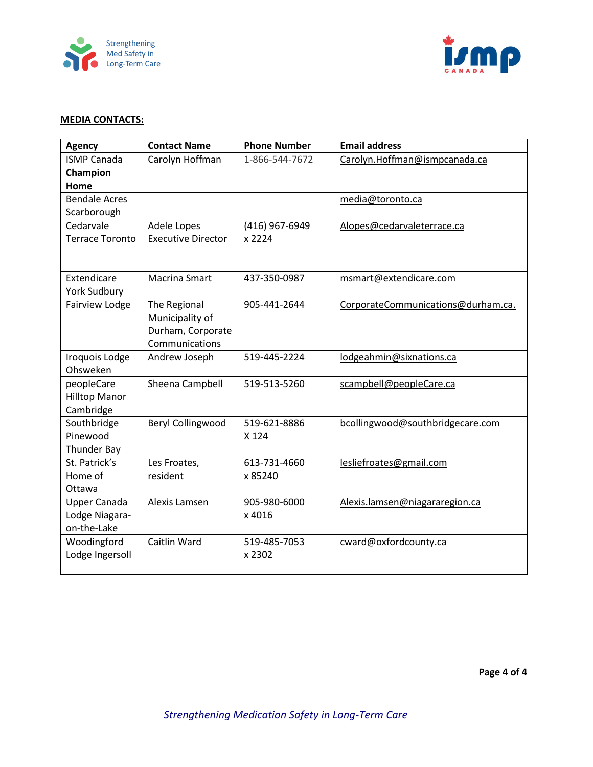**MEDIA CONTACTS:**

| Agency | Contact Name | Phone Number | Email address |
|---|---|---|---|
| ISMP Canada | Carolyn Hoffman | 1-866-544-7672 | Carolyn.Hoffman@ismpcanada.ca |
| **Champion Home** | | | |
| Bendale Acres Scarborough | | | media@toronto.ca |
| Cedarvale Terrace Toronto | Adele Lopes Executive Director | (416) 967-6949 x 2224 | Alopes@cedarvaleterrace.ca |
| Extendicare York Sudbury | Macrina Smart | 437-350-0987 | msmart@extendicare.com |
| Fairview Lodge | The Regional Municipality of Durham, Corporate Communications | 905-441-2644 | CorporateCommunications@durham.ca. |
| Iroquois Lodge Ohsweken | Andrew Joseph | 519-445-2224 | lodgeahmin@sixnations.ca |
| peopleCare Hilltop Manor Cambridge | Sheena Campbell | 519-513-5260 | scampbell@peopleCare.ca |
| Southbridge Pinewood Thunder Bay | Beryl Collingwood | 519-621-8886 X 124 | bcollingwood@southbridgecare.com |
| St. Patrick's Home of Ottawa | Les Froates, resident | 613-731-4660 x 85240 | lesliefroates@gmail.com |
| Upper Canada Lodge Niagara-on-the-Lake | Alexis Lamsen | 905-980-6000 x 4016 | Alexis.lamsen@niagararegion.ca |
| Woodingford Lodge Ingersoll | Caitlin Ward | 519-485-7053 x 2302 | cward@oxfordcounty.ca |